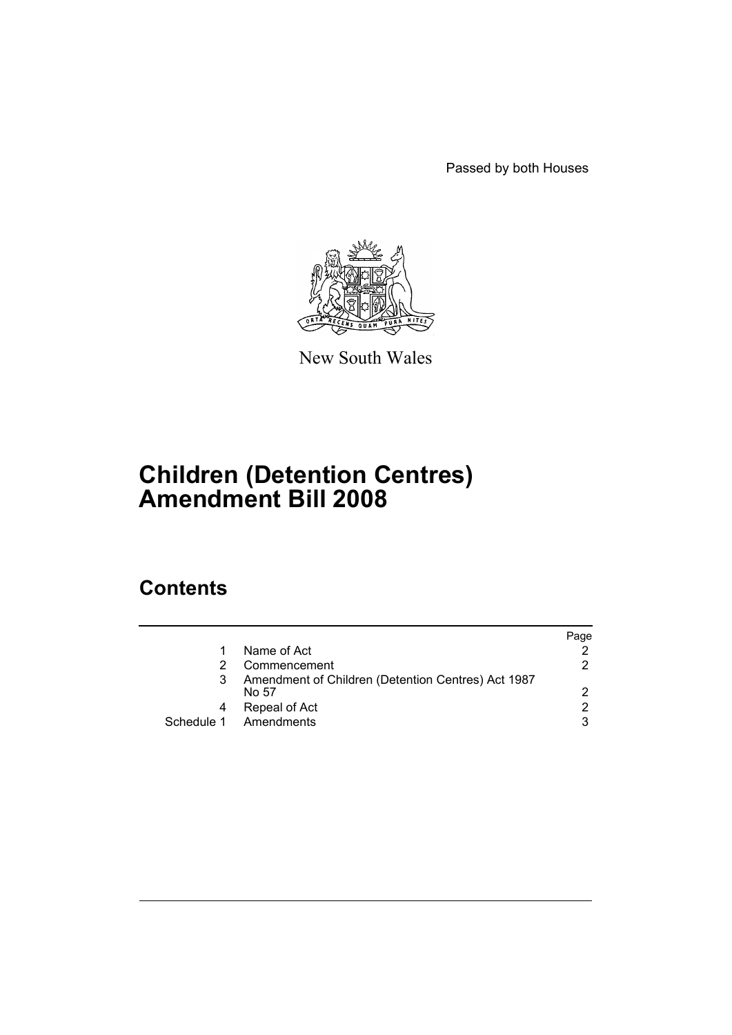Passed by both Houses

New South Wales

# Children (Detention Centres) Amendment Bill 2008

## Contents

| | | Page |
|---|---|---|
| 1 | Name of Act | 2 |
| 2 | Commencement | 2 |
| 3 | Amendment of Children (Detention Centres) Act 1987 No 57 | 2 |
| 4 | Repeal of Act | 2 |
| Schedule 1 | Amendments | 3 |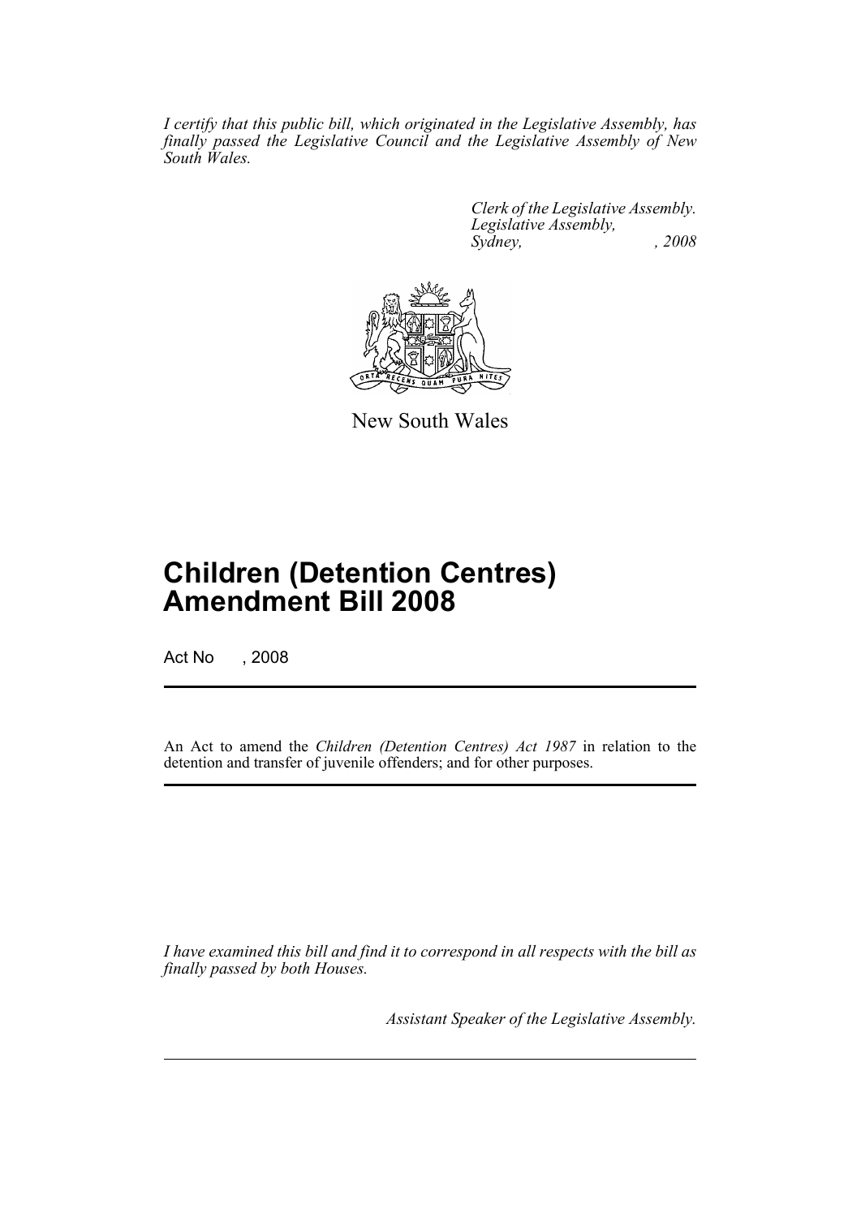*I certify that this public bill, which originated in the Legislative Assembly, has finally passed the Legislative Council and the Legislative Assembly of New South Wales.*

*Clerk of the Legislative Assembly.*
*Legislative Assembly,*
*Sydney, , 2008*

New South Wales

# Children (Detention Centres) Amendment Bill 2008

Act No , 2008

An Act to amend the *Children (Detention Centres) Act 1987* in relation to the detention and transfer of juvenile offenders; and for other purposes.

*I have examined this bill and find it to correspond in all respects with the bill as finally passed by both Houses.*

*Assistant Speaker of the Legislative Assembly.*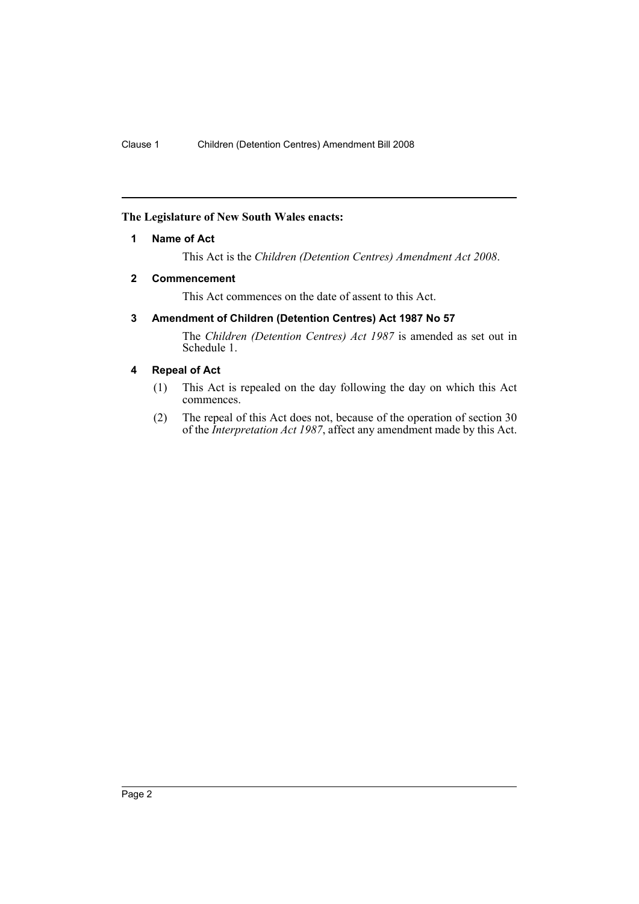**The Legislature of New South Wales enacts:**

### 1 Name of Act

This Act is the *Children (Detention Centres) Amendment Act 2008*.

### 2 Commencement

This Act commences on the date of assent to this Act.

### 3 Amendment of Children (Detention Centres) Act 1987 No 57

The *Children (Detention Centres) Act 1987* is amended as set out in Schedule 1.

### 4 Repeal of Act

(1) This Act is repealed on the day following the day on which this Act commences.

(2) The repeal of this Act does not, because of the operation of section 30 of the *Interpretation Act 1987*, affect any amendment made by this Act.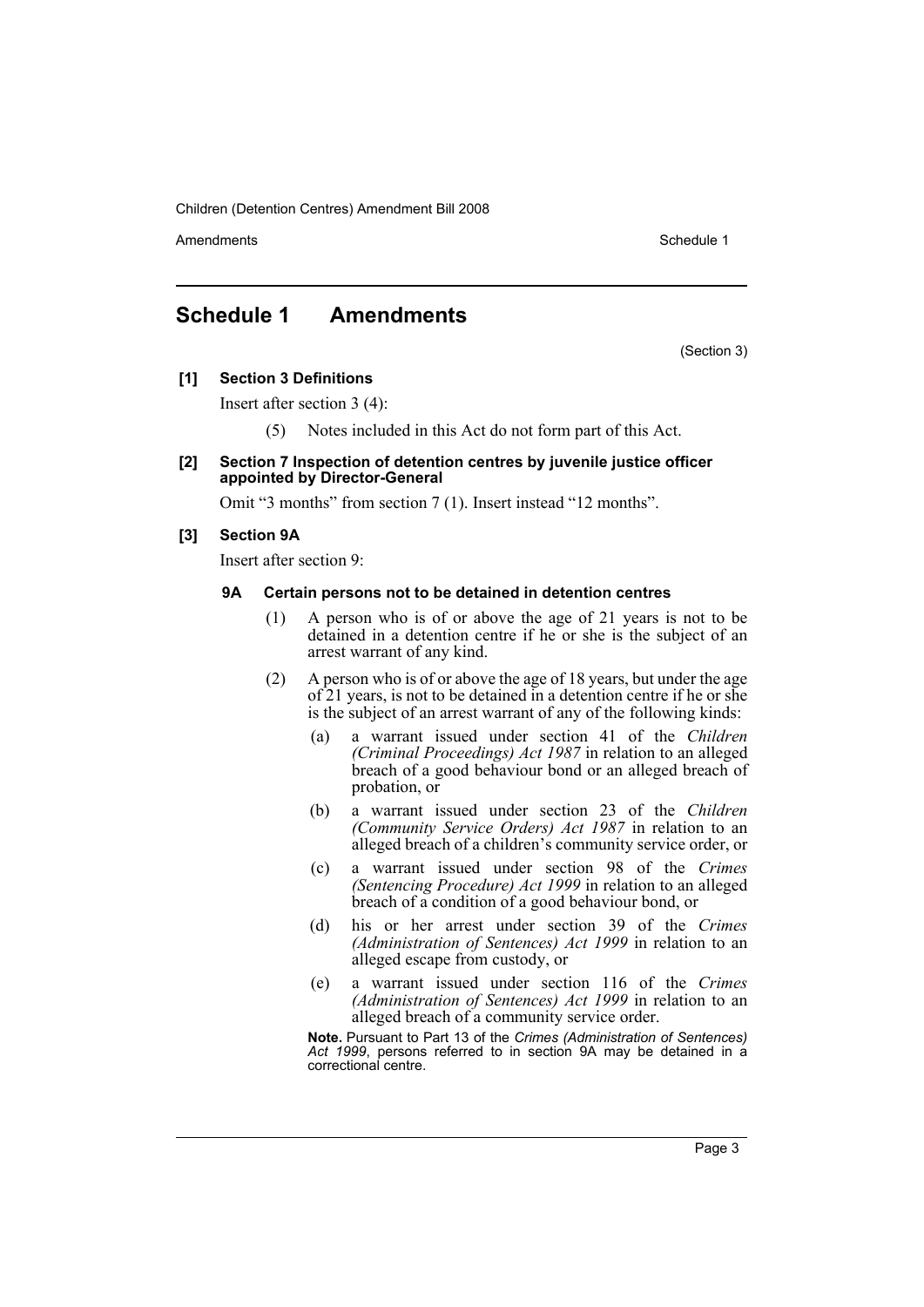# Schedule 1 Amendments

(Section 3)

**[1] Section 3 Definitions**

Insert after section 3 (4):

(5) Notes included in this Act do not form part of this Act.

**[2] Section 7 Inspection of detention centres by juvenile justice officer appointed by Director-General**

Omit "3 months" from section 7 (1). Insert instead "12 months".

**[3] Section 9A**

Insert after section 9:

**9A Certain persons not to be detained in detention centres**

(1) A person who is of or above the age of 21 years is not to be detained in a detention centre if he or she is the subject of an arrest warrant of any kind.

(2) A person who is of or above the age of 18 years, but under the age of 21 years, is not to be detained in a detention centre if he or she is the subject of an arrest warrant of any of the following kinds:

(a) a warrant issued under section 41 of the *Children (Criminal Proceedings) Act 1987* in relation to an alleged breach of a good behaviour bond or an alleged breach of probation, or

(b) a warrant issued under section 23 of the *Children (Community Service Orders) Act 1987* in relation to an alleged breach of a children's community service order, or

(c) a warrant issued under section 98 of the *Crimes (Sentencing Procedure) Act 1999* in relation to an alleged breach of a condition of a good behaviour bond, or

(d) his or her arrest under section 39 of the *Crimes (Administration of Sentences) Act 1999* in relation to an alleged escape from custody, or

(e) a warrant issued under section 116 of the *Crimes (Administration of Sentences) Act 1999* in relation to an alleged breach of a community service order.

**Note.** Pursuant to Part 13 of the *Crimes (Administration of Sentences) Act 1999*, persons referred to in section 9A may be detained in a correctional centre.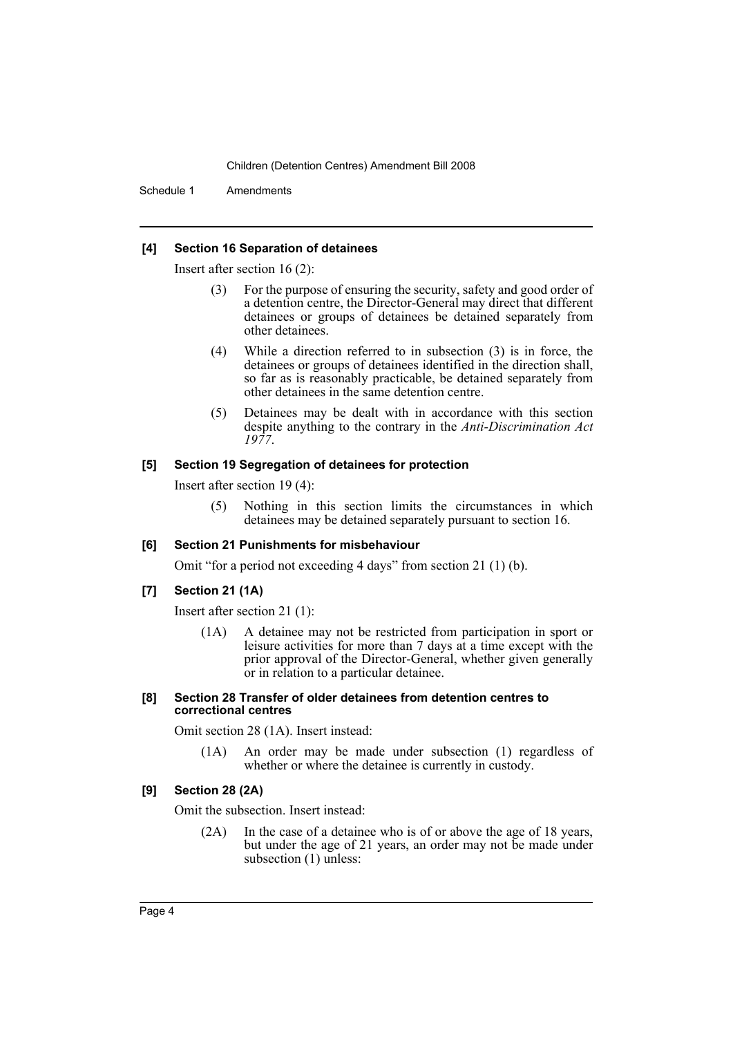**[4] Section 16 Separation of detainees**

Insert after section 16 (2):

(3) For the purpose of ensuring the security, safety and good order of a detention centre, the Director-General may direct that different detainees or groups of detainees be detained separately from other detainees.

(4) While a direction referred to in subsection (3) is in force, the detainees or groups of detainees identified in the direction shall, so far as is reasonably practicable, be detained separately from other detainees in the same detention centre.

(5) Detainees may be dealt with in accordance with this section despite anything to the contrary in the *Anti-Discrimination Act 1977*.

**[5] Section 19 Segregation of detainees for protection**

Insert after section 19 (4):

(5) Nothing in this section limits the circumstances in which detainees may be detained separately pursuant to section 16.

**[6] Section 21 Punishments for misbehaviour**

Omit "for a period not exceeding 4 days" from section 21 (1) (b).

**[7] Section 21 (1A)**

Insert after section 21 (1):

(1A) A detainee may not be restricted from participation in sport or leisure activities for more than 7 days at a time except with the prior approval of the Director-General, whether given generally or in relation to a particular detainee.

**[8] Section 28 Transfer of older detainees from detention centres to correctional centres**

Omit section 28 (1A). Insert instead:

(1A) An order may be made under subsection (1) regardless of whether or where the detainee is currently in custody.

**[9] Section 28 (2A)**

Omit the subsection. Insert instead:

(2A) In the case of a detainee who is of or above the age of 18 years, but under the age of 21 years, an order may not be made under subsection (1) unless: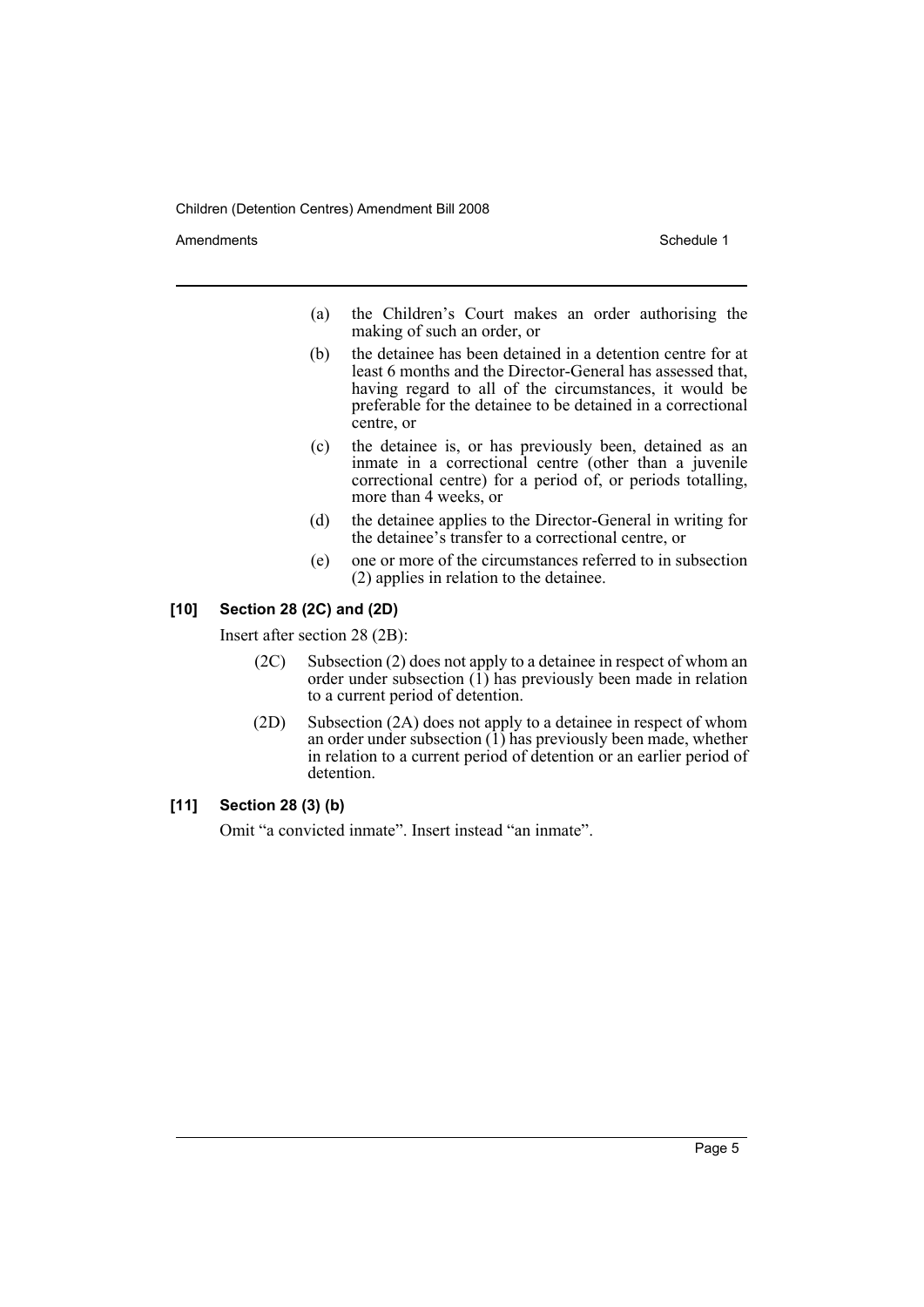(a) the Children's Court makes an order authorising the making of such an order, or

(b) the detainee has been detained in a detention centre for at least 6 months and the Director-General has assessed that, having regard to all of the circumstances, it would be preferable for the detainee to be detained in a correctional centre, or

(c) the detainee is, or has previously been, detained as an inmate in a correctional centre (other than a juvenile correctional centre) for a period of, or periods totalling, more than 4 weeks, or

(d) the detainee applies to the Director-General in writing for the detainee's transfer to a correctional centre, or

(e) one or more of the circumstances referred to in subsection (2) applies in relation to the detainee.

### [10] Section 28 (2C) and (2D)

Insert after section 28 (2B):

(2C) Subsection (2) does not apply to a detainee in respect of whom an order under subsection (1) has previously been made in relation to a current period of detention.

(2D) Subsection (2A) does not apply to a detainee in respect of whom an order under subsection (1) has previously been made, whether in relation to a current period of detention or an earlier period of detention.

### [11] Section 28 (3) (b)

Omit "a convicted inmate". Insert instead "an inmate".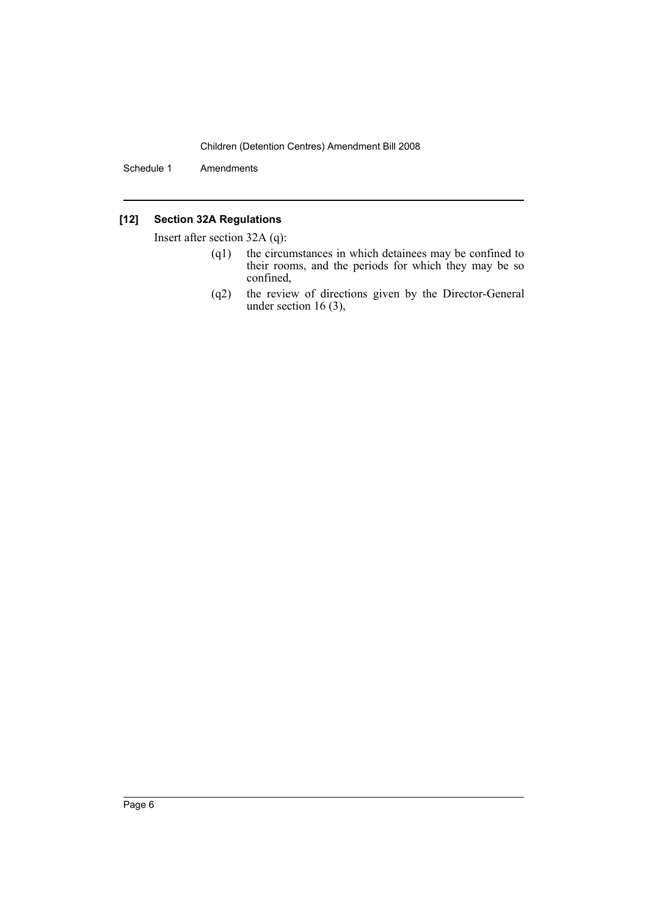### [12] Section 32A Regulations

Insert after section 32A (q):

(q1) the circumstances in which detainees may be confined to their rooms, and the periods for which they may be so confined,

(q2) the review of directions given by the Director-General under section 16 (3),